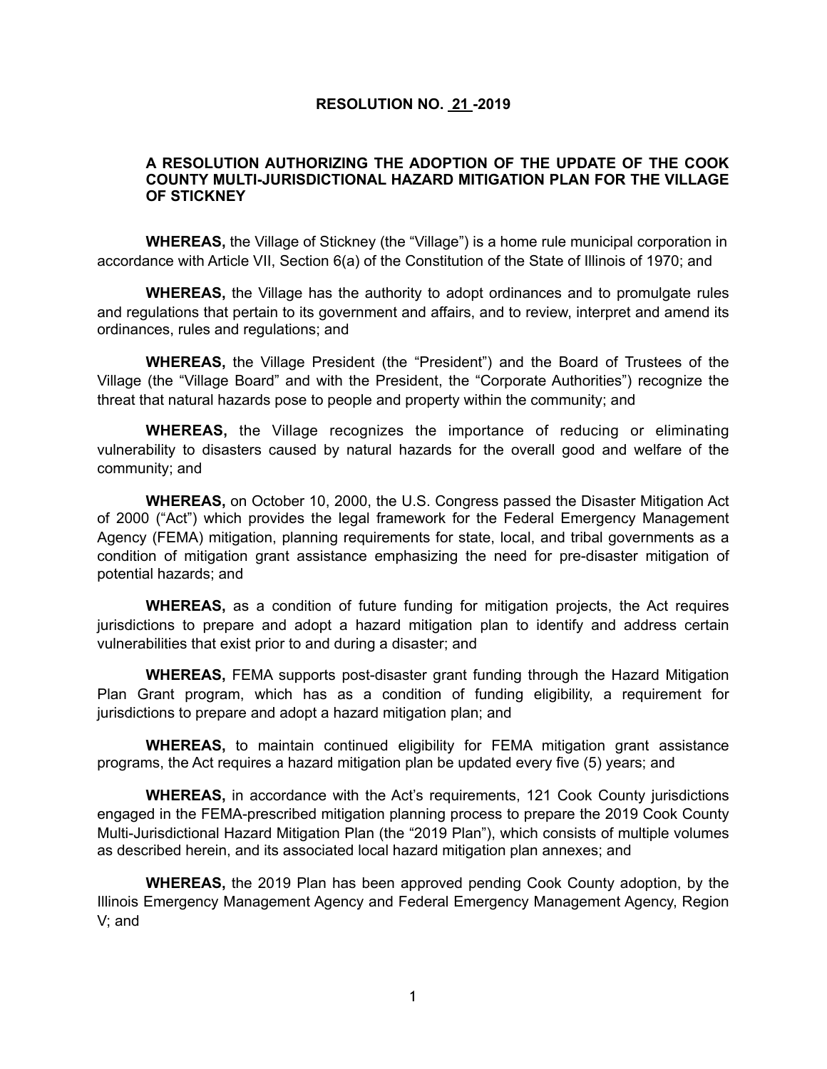**RESOLUTION NO. 21 -2019**

**A RESOLUTION AUTHORIZING THE ADOPTION OF THE UPDATE OF THE COOK COUNTY MULTI-JURISDICTIONAL HAZARD MITIGATION PLAN FOR THE VILLAGE OF STICKNEY**

**WHEREAS,** the Village of Stickney (the "Village") is a home rule municipal corporation in accordance with Article VII, Section 6(a) of the Constitution of the State of Illinois of 1970; and

**WHEREAS,** the Village has the authority to adopt ordinances and to promulgate rules and regulations that pertain to its government and affairs, and to review, interpret and amend its ordinances, rules and regulations; and

**WHEREAS,** the Village President (the "President") and the Board of Trustees of the Village (the "Village Board" and with the President, the "Corporate Authorities") recognize the threat that natural hazards pose to people and property within the community; and

**WHEREAS,** the Village recognizes the importance of reducing or eliminating vulnerability to disasters caused by natural hazards for the overall good and welfare of the community; and

**WHEREAS,** on October 10, 2000, the U.S. Congress passed the Disaster Mitigation Act of 2000 ("Act") which provides the legal framework for the Federal Emergency Management Agency (FEMA) mitigation, planning requirements for state, local, and tribal governments as a condition of mitigation grant assistance emphasizing the need for pre-disaster mitigation of potential hazards; and

**WHEREAS,** as a condition of future funding for mitigation projects, the Act requires jurisdictions to prepare and adopt a hazard mitigation plan to identify and address certain vulnerabilities that exist prior to and during a disaster; and

**WHEREAS,** FEMA supports post-disaster grant funding through the Hazard Mitigation Plan Grant program, which has as a condition of funding eligibility, a requirement for jurisdictions to prepare and adopt a hazard mitigation plan; and

**WHEREAS,** to maintain continued eligibility for FEMA mitigation grant assistance programs, the Act requires a hazard mitigation plan be updated every five (5) years; and

**WHEREAS,** in accordance with the Act's requirements, 121 Cook County jurisdictions engaged in the FEMA-prescribed mitigation planning process to prepare the 2019 Cook County Multi-Jurisdictional Hazard Mitigation Plan (the "2019 Plan"), which consists of multiple volumes as described herein, and its associated local hazard mitigation plan annexes; and

**WHEREAS,** the 2019 Plan has been approved pending Cook County adoption, by the Illinois Emergency Management Agency and Federal Emergency Management Agency, Region V; and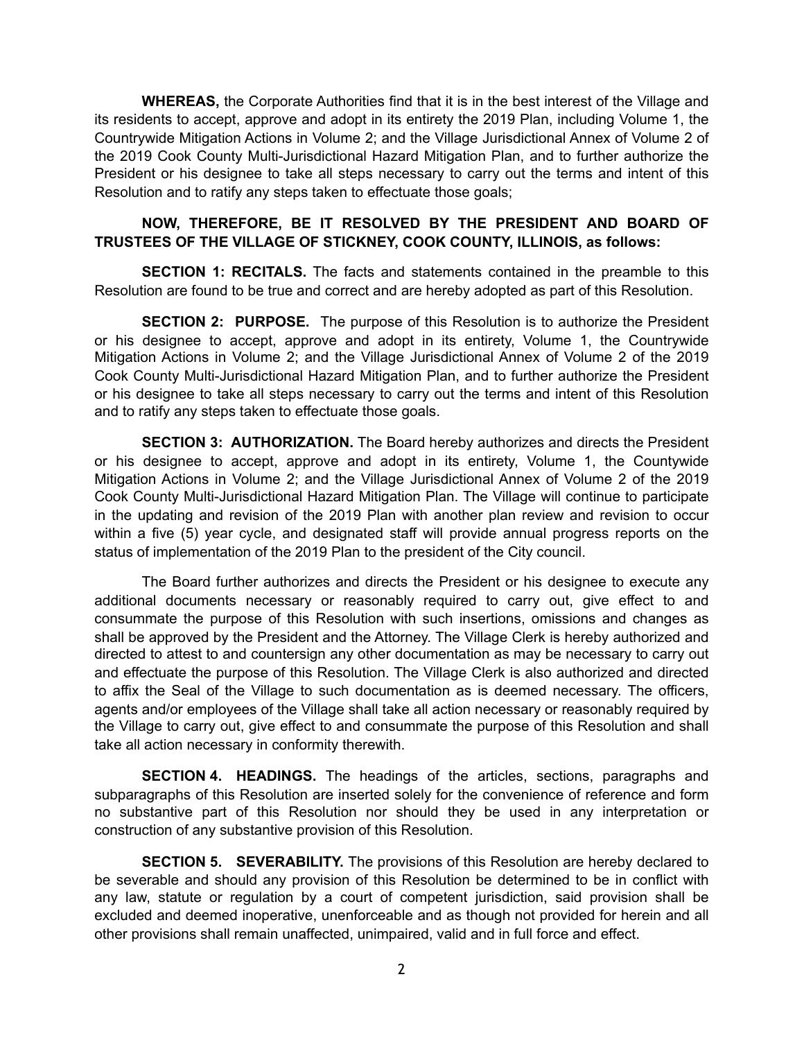**WHEREAS,** the Corporate Authorities find that it is in the best interest of the Village and its residents to accept, approve and adopt in its entirety the 2019 Plan, including Volume 1, the Countrywide Mitigation Actions in Volume 2; and the Village Jurisdictional Annex of Volume 2 of the 2019 Cook County Multi-Jurisdictional Hazard Mitigation Plan, and to further authorize the President or his designee to take all steps necessary to carry out the terms and intent of this Resolution and to ratify any steps taken to effectuate those goals;

**NOW, THEREFORE, BE IT RESOLVED BY THE PRESIDENT AND BOARD OF TRUSTEES OF THE VILLAGE OF STICKNEY, COOK COUNTY, ILLINOIS, as follows:**

**SECTION 1: RECITALS.** The facts and statements contained in the preamble to this Resolution are found to be true and correct and are hereby adopted as part of this Resolution.

**SECTION 2: PURPOSE.** The purpose of this Resolution is to authorize the President or his designee to accept, approve and adopt in its entirety, Volume 1, the Countrywide Mitigation Actions in Volume 2; and the Village Jurisdictional Annex of Volume 2 of the 2019 Cook County Multi-Jurisdictional Hazard Mitigation Plan, and to further authorize the President or his designee to take all steps necessary to carry out the terms and intent of this Resolution and to ratify any steps taken to effectuate those goals.

**SECTION 3: AUTHORIZATION.** The Board hereby authorizes and directs the President or his designee to accept, approve and adopt in its entirety, Volume 1, the Countywide Mitigation Actions in Volume 2; and the Village Jurisdictional Annex of Volume 2 of the 2019 Cook County Multi-Jurisdictional Hazard Mitigation Plan. The Village will continue to participate in the updating and revision of the 2019 Plan with another plan review and revision to occur within a five (5) year cycle, and designated staff will provide annual progress reports on the status of implementation of the 2019 Plan to the president of the City council.

The Board further authorizes and directs the President or his designee to execute any additional documents necessary or reasonably required to carry out, give effect to and consummate the purpose of this Resolution with such insertions, omissions and changes as shall be approved by the President and the Attorney. The Village Clerk is hereby authorized and directed to attest to and countersign any other documentation as may be necessary to carry out and effectuate the purpose of this Resolution. The Village Clerk is also authorized and directed to affix the Seal of the Village to such documentation as is deemed necessary. The officers, agents and/or employees of the Village shall take all action necessary or reasonably required by the Village to carry out, give effect to and consummate the purpose of this Resolution and shall take all action necessary in conformity therewith.

**SECTION 4. HEADINGS.** The headings of the articles, sections, paragraphs and subparagraphs of this Resolution are inserted solely for the convenience of reference and form no substantive part of this Resolution nor should they be used in any interpretation or construction of any substantive provision of this Resolution.

**SECTION 5. SEVERABILITY.** The provisions of this Resolution are hereby declared to be severable and should any provision of this Resolution be determined to be in conflict with any law, statute or regulation by a court of competent jurisdiction, said provision shall be excluded and deemed inoperative, unenforceable and as though not provided for herein and all other provisions shall remain unaffected, unimpaired, valid and in full force and effect.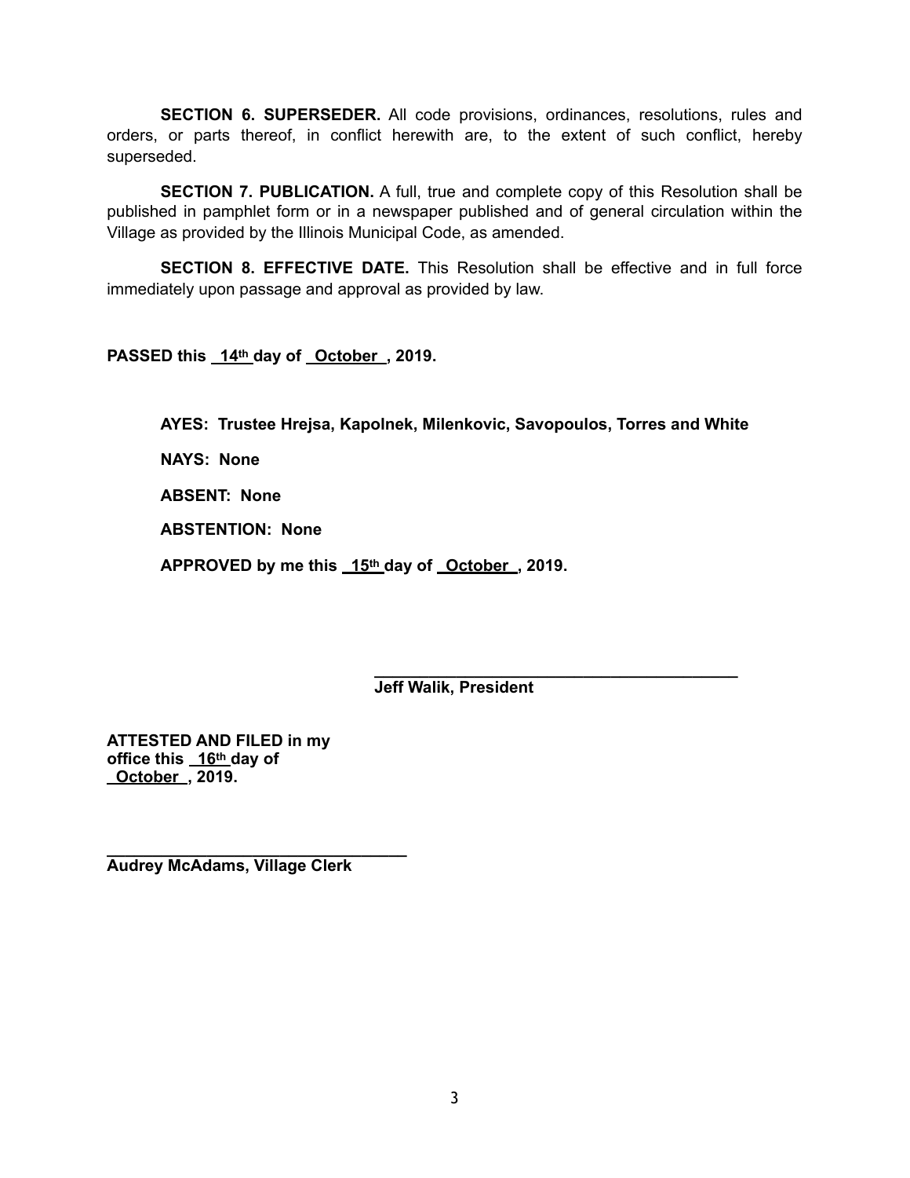**SECTION 6. SUPERSEDER.** All code provisions, ordinances, resolutions, rules and orders, or parts thereof, in conflict herewith are, to the extent of such conflict, hereby superseded.

**SECTION 7. PUBLICATION.** A full, true and complete copy of this Resolution shall be published in pamphlet form or in a newspaper published and of general circulation within the Village as provided by the Illinois Municipal Code, as amended.

**SECTION 8. EFFECTIVE DATE.** This Resolution shall be effective and in full force immediately upon passage and approval as provided by law.

**PASSED this 14th day of October, 2019.**

**AYES: Trustee Hrejsa, Kapolnek, Milenkovic, Savopoulos, Torres and White**

**NAYS: None**

**ABSENT: None**

**ABSTENTION: None**

**APPROVED by me this 15th day of October, 2019.**

\_\_\_\_\_\_\_\_\_\_\_\_\_\_\_\_\_\_\_\_\_\_\_\_\_\_\_\_\_\_\_\_\_\_\_\_\_\_\_\_

**Jeff Walik, President**

**ATTESTED AND FILED in my office this 16th day of October, 2019.**

\_\_\_\_\_\_\_\_\_\_\_\_\_\_\_\_\_\_\_\_\_\_\_\_\_\_\_\_\_\_\_\_

**Audrey McAdams, Village Clerk**